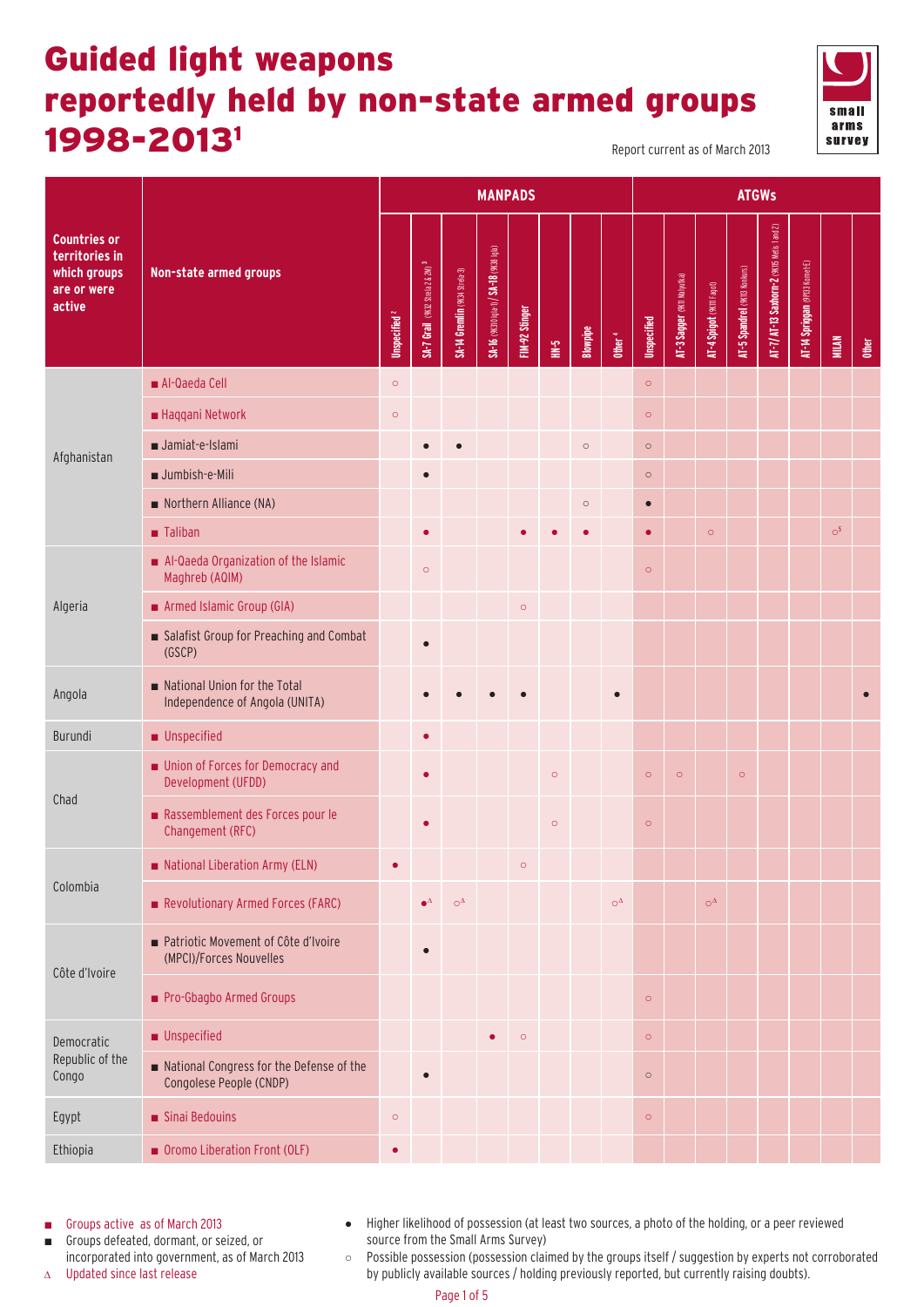# Guided light weapons reportedly held by non-state armed groups 1998–2013[1]

Report current as of March 2013

| Countries or territories in which groups are or were active | Non-state armed groups | MANPADS | | | | | | | | ATGWs | | | | | | | |
|---|---|---|---|---|---|---|---|---|---|---|---|---|---|---|---|---|---|
| | | Unspecified[2] | SA-7 Grail (9K32 Strela 2 & 2M)[3] | SA-14 Gremlin (9K34 Strela-3) | SA-16 (9K310 Igla-1) / SA-18 (9K38 Igla) | FIM-92 Stinger | HN-5 | Blowpipe | Other[4] | Unspecified | AT-3 Sagger (9K11 Malyutka) | AT-4 Spigot (9K111 Fagot) | AT-5 Spandrel (9K113 Konkurs) | AT-7/AT-13 Saxhorn-2 (9K115 Metis 1 and 2) | AT-14 Spriggan (9P163 Kornet-E) | MILAN | Other |
| Afghanistan | ■ Al-Qaeda Cell | ○ | | | | | | | | ○ | | | | | | | |
| | ■ Haqqani Network | ○ | | | | | | | | ○ | | | | | | | |
| | ■ Jamiat-e-Islami | | ● | ● | | | | ○ | | ○ | | | | | | | |
| | ■ Jumbish-e-Mili | | ● | | | | | | | ○ | | | | | | | |
| | ■ Northern Alliance (NA) | | | | | | | ○ | | ● | | | | | | | |
| | ■ Taliban | | ● | | | ● | ● | ● | | ● | | ○ | | | | ○[5] | |
| Algeria | ■ Al-Qaeda Organization of the Islamic Maghreb (AQIM) | | ○ | | | | | | | ○ | | | | | | | |
| | ■ Armed Islamic Group (GIA) | | | | | ○ | | | | | | | | | | | |
| | ■ Salafist Group for Preaching and Combat (GSCP) | | ● | | | | | | | | | | | | | | |
| Angola | ■ National Union for the Total Independence of Angola (UNITA) | | ● | ● | ● | ● | | | ● | | | | | | | | ● |
| Burundi | ■ Unspecified | | ● | | | | | | | | | | | | | | |
| Chad | ■ Union of Forces for Democracy and Development (UFDD) | | ● | | | | ○ | | | ○ | ○ | | ○ | | | | |
| | ■ Rassemblement des Forces pour le Changement (RFC) | | ● | | | | ○ | | | ○ | | | | | | | |
| Colombia | ■ National Liberation Army (ELN) | ● | | | | ○ | | | | | | | | | | | |
| | ■ Revolutionary Armed Forces (FARC) | | ●Δ | ○Δ | | | | | ○Δ | | | ○Δ | | | | | |
| Côte d'Ivoire | ■ Patriotic Movement of Côte d'Ivoire (MPCI)/Forces Nouvelles | | ● | | | | | | | | | | | | | | |
| | ■ Pro-Gbagbo Armed Groups | | | | | | | | | ○ | | | | | | | |
| Democratic Republic of the Congo | ■ Unspecified | | | | ● | ○ | | | | ○ | | | | | | | |
| | ■ National Congress for the Defense of the Congolese People (CNDP) | | ● | | | | | | | ○ | | | | | | | |
| Egypt | ■ Sinai Bedouins | ○ | | | | | | | | ○ | | | | | | | |
| Ethiopia | ■ Oromo Liberation Front (OLF) | ● | | | | | | | | | | | | | | | |

■ Groups active as of March 2013
■ Groups defeated, dormant, or seized, or incorporated into government, as of March 2013
Δ Updated since last release

● Higher likelihood of possession (at least two sources, a photo of the holding, or a peer reviewed source from the Small Arms Survey)
○ Possible possession (possession claimed by the groups itself / suggestion by experts not corroborated by publicly available sources / holding previously reported, but currently raising doubts).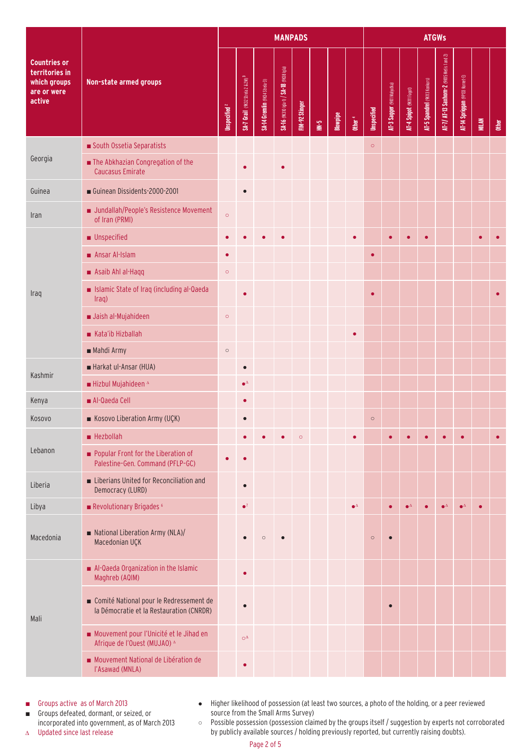| Countries or territories in which groups are or were active | Non-state armed groups | MANPADS | | | | | | | | ATGWs | | | | | | | |
|---|---|---|---|---|---|---|---|---|---|---|---|---|---|---|---|---|---|
| | | Unspecified [2] | SA-7 Grail (9K32 Strela-2 & 2M) [3] | SA-14 Gremlin (9K34 Strela-3) | SA-16 (9K310 Igla-1) / SA-18 (9K38 Igla) | FIM-92 Stinger | HN-5 | Blowpipe | Other [4] | Unspecified | AT-3 Sagger (9K11 Malyutka) | AT-4 Spigot (9K111 Fagot) | AT-5 Spandrel (9K113 Konkurs) | AT-7/ AT-13 Saxhorn-2 (9K115 Metis 1 and 2) | AT-14 Spriggan (9P133 Kornet-E) | MILAN | Other |
| Georgia | ■ South Ossetia Separatists | | | | | | | | | ○ | | | | | | | |
| | ■ The Abkhazian Congregation of the Caucasus Emirate | | ● | | ● | | | | | | | | | | | | |
| Guinea | ■ Guinean Dissidents-2000-2001 | | ● | | | | | | | | | | | | | | |
| Iran | ■ Jundallah/People's Resistence Movement of Iran (PRMI) | ○ | | | | | | | | | | | | | | | |
| Iraq | ■ Unspecified | ● | ● | ● | ● | | | | ● | | ● | ● | ● | | | ● | ● |
| | ■ Ansar Al-Islam | ● | | | | | | | | ● | | | | | | | |
| | ■ Asaib Ahl al-Haqq | ○ | | | | | | | | | | | | | | | |
| | ■ Islamic State of Iraq (including al-Qaeda Iraq) | | ● | | | | | | | ● | | | | | | | ● |
| | ■ Jaish al-Mujahideen | ○ | | | | | | | | | | | | | | | |
| | ■ Kata'ib Hizballah | | | | | | | | ● | | | | | | | | |
| | ■ Mahdi Army | ○ | | | | | | | | | | | | | | | |
| Kashmir | ■ Harkat ul-Ansar (HUA) | | ● | | | | | | | | | | | | | | |
| | ■ Hizbul Mujahideen Δ | | ●Δ | | | | | | | | | | | | | | |
| Kenya | ■ Al-Qaeda Cell | | ● | | | | | | | | | | | | | | |
| Kosovo | ■ Kosovo Liberation Army (UÇK) | | ● | | | | | | | ○ | | | | | | | |
| Lebanon | ■ Hezbollah | | ● | ● | ● | ○ | | | ● | | ● | ● | ● | ● | ● | | ● |
| | ■ Popular Front for the Liberation of Palestine-Gen. Command (PFLP-GC) | ● | ● | | | | | | | | | | | | | | |
| Liberia | ■ Liberians United for Reconciliation and Democracy (LURD) | | ● | | | | | | | | | | | | | | |
| Libya | ■ Revolutionary Brigades [6] | | ●[7] | | | | | | ●Δ | | ● | ●Δ | ● | ●Δ | ●Δ | ● | |
| Macedonia | ■ National Liberation Army (NLA)/ Macedonian UÇK | | ● | ○ | ● | | | | | ○ | ● | | | | | | |
| Mali | ■ Al-Qaeda Organization in the Islamic Maghreb (AQIM) | | ● | | | | | | | | | | | | | | |
| | ■ Comité National pour le Redressement de la Démocratie et la Restauration (CNRDR) | | ● | | | | | | | | ● | | | | | | |
| | ■ Mouvement pour l'Unicité et le Jihad en Afrique de l'Ouest (MUJAO) Δ | | ○Δ | | | | | | | | | | | | | | |
| | ■ Mouvement National de Libération de l'Asawad (MNLA) | | ● | | | | | | | | | | | | | | |

- ■ Groups active as of March 2013
- ■ Groups defeated, dormant, or seized, or incorporated into government, as of March 2013
- Δ Updated since last release

- ● Higher likelihood of possession (at least two sources, a photo of the holding, or a peer reviewed source from the Small Arms Survey)
- ○ Possible possession (possession claimed by the groups itself / suggestion by experts not corroborated by publicly available sources / holding previously reported, but currently raising doubts).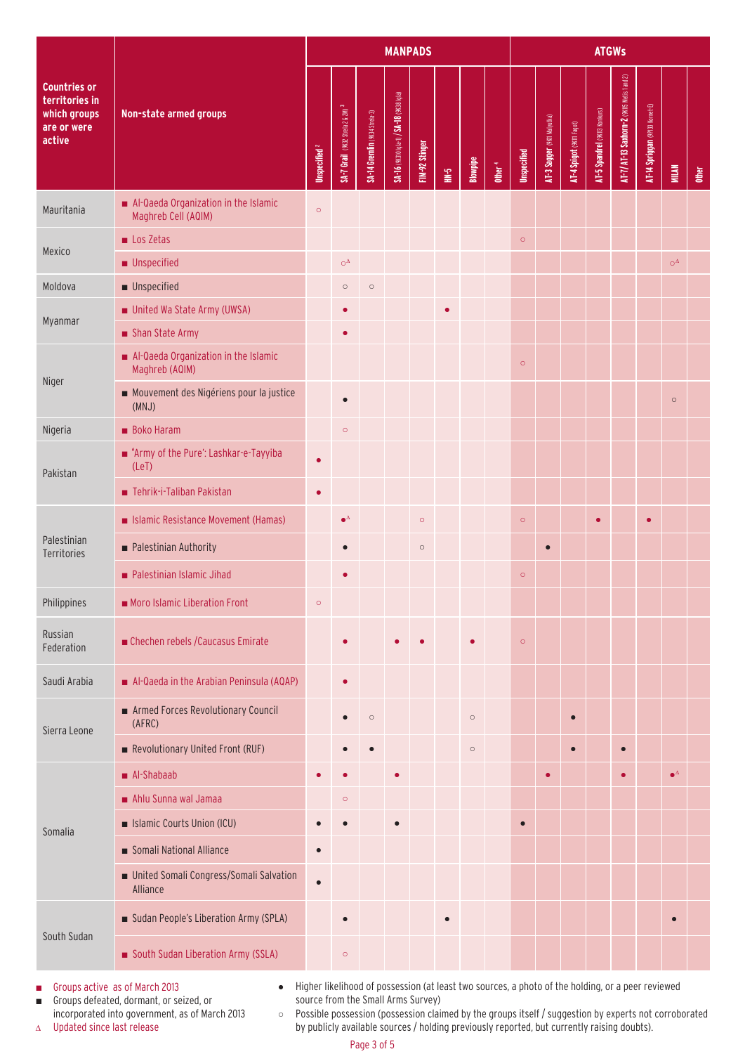| Countries or territories in which groups are or were active | Non-state armed groups | MANPADS | | | | | | | | ATGWs | | | | | | | |
|---|---|---|---|---|---|---|---|---|---|---|---|---|---|---|---|---|---|
| | | Unspecified [2] | SA-7 Grail (9K32 Strela-2 & 2M) [3] | SA-14 Gremlin (9K34 Strela-3) | SA-16 (9K310 Igla-1) / SA-18 (9K38 Igla) | FIM-92 Stinger | HN-5 | Blowpipe | Other [4] | Unspecified | AT-3 Sagger (9K11 Malyutka) | AT-4 Spigot (9K111 Fagot) | AT-5 Spandrel (9K113 Konkurs) | AT-7/AT-13 Saxhorn-2 (9K115 Metis 1 and 2) | AT-14 Spriggan (9P133 Kornet-E) | MILAN | Other |
| Mauritania | ■ Al-Qaeda Organization in the Islamic Maghreb Cell (AQIM) | ○ | | | | | | | | | | | | | | | |
| Mexico | ■ Los Zetas | | | | | | | | | ○ | | | | | | | |
| | ■ Unspecified | | ○Δ | | | | | | | | | | | | | ○Δ | |
| Moldova | ■ Unspecified | | ○ | ○ | | | | | | | | | | | | | |
| Myanmar | ■ United Wa State Army (UWSA) | | ● | | | | ● | | | | | | | | | | |
| | ■ Shan State Army | | ● | | | | | | | | | | | | | | |
| Niger | ■ Al-Qaeda Organization in the Islamic Maghreb (AQIM) | | | | | | | | | ○ | | | | | | | |
| | ■ Mouvement des Nigériens pour la justice (MNJ) | | ● | | | | | | | | | | | | | ○ | |
| Nigeria | ■ Boko Haram | | ○ | | | | | | | | | | | | | | |
| Pakistan | ■ 'Army of the Pure': Lashkar-e-Tayyiba (LeT) | ● | | | | | | | | | | | | | | | |
| | ■ Tehrik-i-Taliban Pakistan | ● | | | | | | | | | | | | | | | |
| Palestinian Territories | ■ Islamic Resistance Movement (Hamas) | | ●Δ | | | ○ | | | | ○ | | | ● | | ● | | |
| | ■ Palestinian Authority | | ● | | | ○ | | | | | ● | | | | | | |
| | ■ Palestinian Islamic Jihad | | ● | | | | | | | ○ | | | | | | | |
| Philippines | ■ Moro Islamic Liberation Front | ○ | | | | | | | | | | | | | | | |
| Russian Federation | ■ Chechen rebels /Caucasus Emirate | | ● | | ● | ● | | ● | | ○ | | | | | | | |
| Saudi Arabia | ■ Al-Qaeda in the Arabian Peninsula (AQAP) | | ● | | | | | | | | | | | | | | |
| Sierra Leone | ■ Armed Forces Revolutionary Council (AFRC) | | ● | ○ | | | | ○ | | | | ● | | | | | |
| | ■ Revolutionary United Front (RUF) | | ● | ● | | | | ○ | | | | ● | | ● | | | |
| Somalia | ■ Al-Shabaab | ● | ● | | ● | | | | | | ● | | | ● | | ●Δ | |
| | ■ Ahlu Sunna wal Jamaa | | ○ | | | | | | | | | | | | | | |
| | ■ Islamic Courts Union (ICU) | ● | ● | | ● | | | | | ● | | | | | | | |
| | ■ Somali National Alliance | ● | | | | | | | | | | | | | | | |
| | ■ United Somali Congress/Somali Salvation Alliance | ● | | | | | | | | | | | | | | | |
| South Sudan | ■ Sudan People's Liberation Army (SPLA) | | ● | | | | ● | | | | | | | | | ● | |
| | ■ South Sudan Liberation Army (SSLA) | | ○ | | | | | | | | | | | | | | |

■ Groups active as of March 2013
■ Groups defeated, dormant, or seized, or incorporated into government, as of March 2013
Δ Updated since last release

● Higher likelihood of possession (at least two sources, a photo of the holding, or a peer reviewed source from the Small Arms Survey)
○ Possible possession (possession claimed by the groups itself / suggestion by experts not corroborated by publicly available sources / holding previously reported, but currently raising doubts).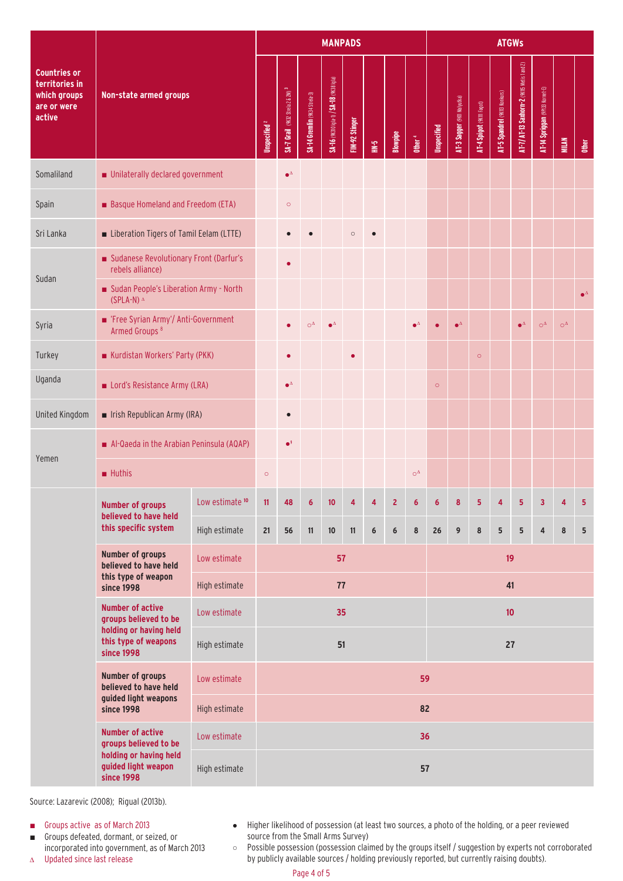| Countries or territories in which groups are or were active | Non-state armed groups | | MANPADS | | | | | | | | ATGWs | | | | | | | |
|---|---|---|---|---|---|---|---|---|---|---|---|---|---|---|---|---|---|---|
| | | | Unspecified [2] | SA-7 Grail (9K32 Strela 2 & 2M) [3] | SA-14 Gremlin (9K34 Strela-3) | SA-16 (9K310 Igla-1) / SA-18 (9K38 Igla) | FIM-92 Stinger | HN-5 | Blowpipe | Other [4] | Unspecified | AT-3 Sagger (9K11 Malyutka) | AT-4 Spigot (9K111 Fagot) | AT-5 Spandrel (9K113 Konkurs) | AT-7/AT-13 Saxhorn-2 (9K115 Metis 1 and 2) | AT-14 Spriggan (9M133 Kornet-E) | MILAN | Other |
| Somaliland | ■ Unilaterally declared government | | | ●∆ | | | | | | | | | | | | | | |
| Spain | ■ Basque Homeland and Freedom (ETA) | | | ○ | | | | | | | | | | | | | | |
| Sri Lanka | ■ Liberation Tigers of Tamil Eelam (LTTE) | | | ● | ● | | ○ | ● | | | | | | | | | | |
| Sudan | ■ Sudanese Revolutionary Front (Darfur's rebels alliance) | | | ● | | | | | | | | | | | | | | |
| | ■ Sudan People's Liberation Army - North (SPLA-N) ∆ | | | | | | | | | | | | | | | | | ●∆ |
| Syria | ■ 'Free Syrian Army'/ Anti-Government Armed Groups [8] | | | ● | ○∆ | ●∆ | | | | ●∆ | ● | ●∆ | | | ●∆ | ○∆ | ○∆ | |
| Turkey | ■ Kurdistan Workers' Party (PKK) | | | ● | | | ● | | | | | | ○ | | | | | |
| Uganda | ■ Lord's Resistance Army (LRA) | | | ●∆ | | | | | | | ○ | | | | | | | |
| United Kingdom | ■ Irish Republican Army (IRA) | | | ● | | | | | | | | | | | | | | |
| Yemen | ■ Al-Qaeda in the Arabian Peninsula (AQAP) | | | ●[9] | | | | | | | | | | | | | | |
| | ■ Huthis | | ○ | | | | | | | ○∆ | | | | | | | | |
| | Number of groups believed to have held this specific system | Low estimate [10] | 11 | 48 | 6 | 10 | 4 | 4 | 2 | 6 | 6 | 8 | 5 | 4 | 5 | 3 | 4 | 5 |
| | | High estimate | 21 | 56 | 11 | 10 | 11 | 6 | 6 | 8 | 26 | 9 | 8 | 5 | 5 | 4 | 8 | 5 |
| | Number of groups believed to have held this type of weapon since 1998 | Low estimate | 57 | | | | | | | | 19 | | | | | | | |
| | | High estimate | 77 | | | | | | | | 41 | | | | | | | |
| | Number of active groups believed to be holding or having held this type of weapons since 1998 | Low estimate | 35 | | | | | | | | 10 | | | | | | | |
| | | High estimate | 51 | | | | | | | | 27 | | | | | | | |
| | Number of groups believed to have held guided light weapons since 1998 | Low estimate | 59 | | | | | | | | | | | | | | | |
| | | High estimate | 82 | | | | | | | | | | | | | | | |
| | Number of active groups believed to be holding or having held guided light weapon since 1998 | Low estimate | 36 | | | | | | | | | | | | | | | |
| | | High estimate | 57 | | | | | | | | | | | | | | | |

Source: Lazarevic (2008); Rigual (2013b).

- ■ Groups active as of March 2013
- ■ Groups defeated, dormant, or seized, or incorporated into government, as of March 2013
- ∆ Updated since last release
- ● Higher likelihood of possession (at least two sources, a photo of the holding, or a peer reviewed source from the Small Arms Survey)
- ○ Possible possession (possession claimed by the groups itself / suggestion by experts not corroborated by publicly available sources / holding previously reported, but currently raising doubts).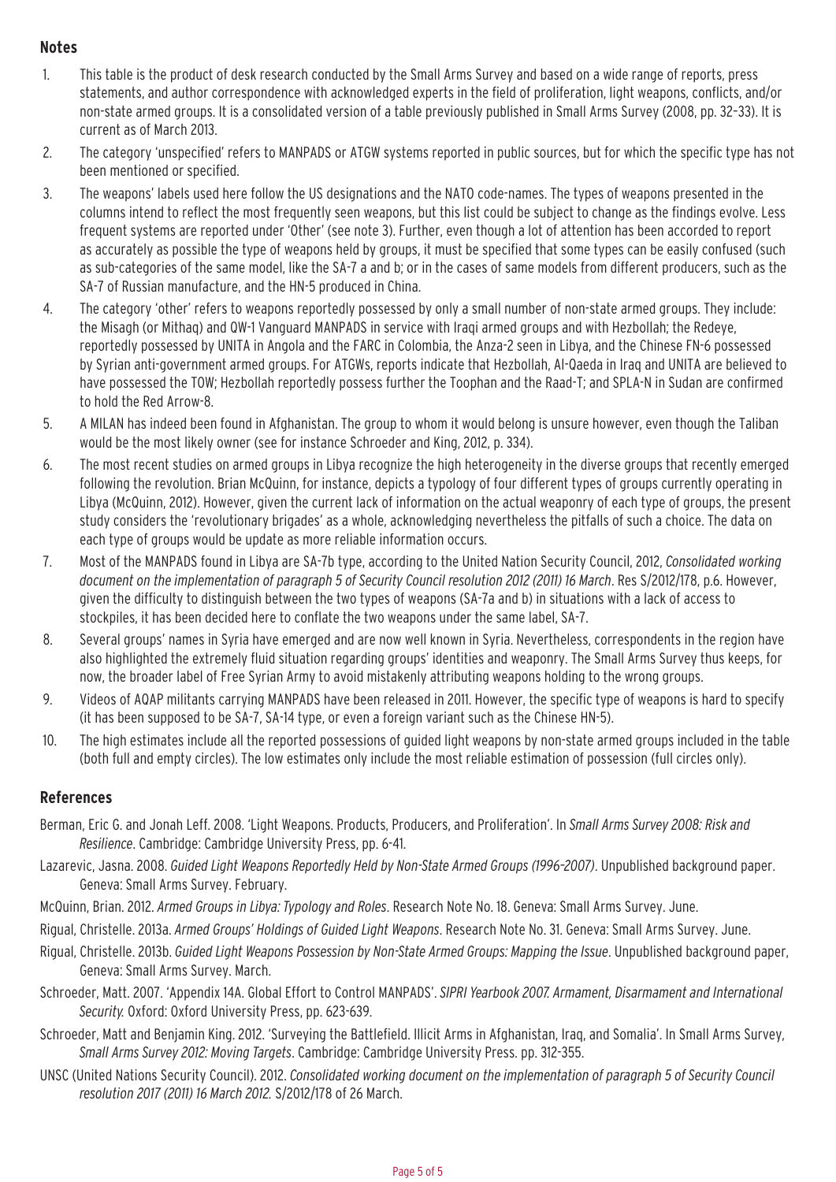## Notes

1. This table is the product of desk research conducted by the Small Arms Survey and based on a wide range of reports, press statements, and author correspondence with acknowledged experts in the field of proliferation, light weapons, conflicts, and/or non-state armed groups. It is a consolidated version of a table previously published in Small Arms Survey (2008, pp. 32–33). It is current as of March 2013.
2. The category 'unspecified' refers to MANPADS or ATGW systems reported in public sources, but for which the specific type has not been mentioned or specified.
3. The weapons' labels used here follow the US designations and the NATO code-names. The types of weapons presented in the columns intend to reflect the most frequently seen weapons, but this list could be subject to change as the findings evolve. Less frequent systems are reported under 'Other' (see note 3). Further, even though a lot of attention has been accorded to report as accurately as possible the type of weapons held by groups, it must be specified that some types can be easily confused (such as sub-categories of the same model, like the SA-7 a and b; or in the cases of same models from different producers, such as the SA-7 of Russian manufacture, and the HN-5 produced in China.
4. The category 'other' refers to weapons reportedly possessed by only a small number of non-state armed groups. They include: the Misagh (or Mithaq) and QW-1 Vanguard MANPADS in service with Iraqi armed groups and with Hezbollah; the Redeye, reportedly possessed by UNITA in Angola and the FARC in Colombia, the Anza-2 seen in Libya, and the Chinese FN-6 possessed by Syrian anti-government armed groups. For ATGWs, reports indicate that Hezbollah, Al-Qaeda in Iraq and UNITA are believed to have possessed the TOW; Hezbollah reportedly possess further the Toophan and the Raad-T; and SPLA-N in Sudan are confirmed to hold the Red Arrow-8.
5. A MILAN has indeed been found in Afghanistan. The group to whom it would belong is unsure however, even though the Taliban would be the most likely owner (see for instance Schroeder and King, 2012, p. 334).
6. The most recent studies on armed groups in Libya recognize the high heterogeneity in the diverse groups that recently emerged following the revolution. Brian McQuinn, for instance, depicts a typology of four different types of groups currently operating in Libya (McQuinn, 2012). However, given the current lack of information on the actual weaponry of each type of groups, the present study considers the 'revolutionary brigades' as a whole, acknowledging nevertheless the pitfalls of such a choice. The data on each type of groups would be update as more reliable information occurs.
7. Most of the MANPADS found in Libya are SA-7b type, according to the United Nation Security Council, 2012, *Consolidated working document on the implementation of paragraph 5 of Security Council resolution 2012 (2011) 16 March*. Res S/2012/178, p.6. However, given the difficulty to distinguish between the two types of weapons (SA-7a and b) in situations with a lack of access to stockpiles, it has been decided here to conflate the two weapons under the same label, SA-7.
8. Several groups' names in Syria have emerged and are now well known in Syria. Nevertheless, correspondents in the region have also highlighted the extremely fluid situation regarding groups' identities and weaponry. The Small Arms Survey thus keeps, for now, the broader label of Free Syrian Army to avoid mistakenly attributing weapons holding to the wrong groups.
9. Videos of AQAP militants carrying MANPADS have been released in 2011. However, the specific type of weapons is hard to specify (it has been supposed to be SA-7, SA-14 type, or even a foreign variant such as the Chinese HN-5).
10. The high estimates include all the reported possessions of guided light weapons by non-state armed groups included in the table (both full and empty circles). The low estimates only include the most reliable estimation of possession (full circles only).

## References

Berman, Eric G. and Jonah Leff. 2008. 'Light Weapons. Products, Producers, and Proliferation'. In *Small Arms Survey 2008: Risk and Resilience*. Cambridge: Cambridge University Press, pp. 6-41.

Lazarevic, Jasna. 2008. *Guided Light Weapons Reportedly Held by Non-State Armed Groups (1996–2007)*. Unpublished background paper. Geneva: Small Arms Survey. February.

McQuinn, Brian. 2012. *Armed Groups in Libya: Typology and Roles*. Research Note No. 18. Geneva: Small Arms Survey. June.

Rigual, Christelle. 2013a. *Armed Groups' Holdings of Guided Light Weapons*. Research Note No. 31. Geneva: Small Arms Survey. June.

Rigual, Christelle. 2013b. *Guided Light Weapons Possession by Non-State Armed Groups: Mapping the Issue*. Unpublished background paper, Geneva: Small Arms Survey. March.

Schroeder, Matt. 2007. 'Appendix 14A. Global Effort to Control MANPADS'. *SIPRI Yearbook 2007. Armament, Disarmament and International Security.* Oxford: Oxford University Press, pp. 623-639.

Schroeder, Matt and Benjamin King. 2012. 'Surveying the Battlefield. Illicit Arms in Afghanistan, Iraq, and Somalia'. In Small Arms Survey, *Small Arms Survey 2012: Moving Targets*. Cambridge: Cambridge University Press. pp. 312-355.

UNSC (United Nations Security Council). 2012. *Consolidated working document on the implementation of paragraph 5 of Security Council resolution 2017 (2011) 16 March 2012.* S/2012/178 of 26 March.